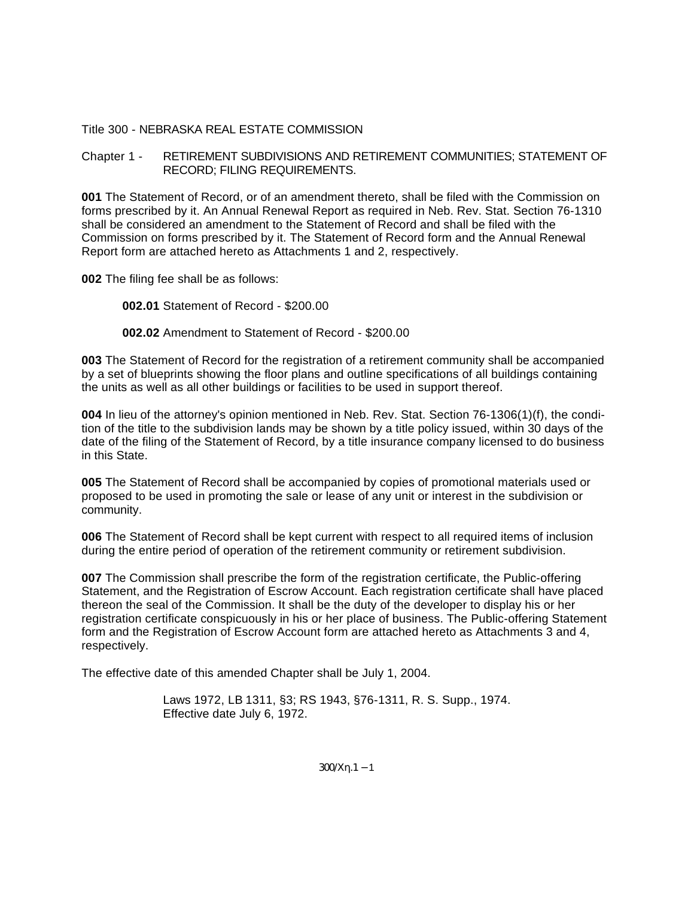Title 300 - NEBRASKA REAL ESTATE COMMISSION

Chapter 1 - RETIREMENT SUBDIVISIONS AND RETIREMENT COMMUNITIES; STATEMENT OF RECORD; FILING REQUIREMENTS.

**001** The Statement of Record, or of an amendment thereto, shall be filed with the Commission on forms prescribed by it. An Annual Renewal Report as required in Neb. Rev. Stat. Section 76-1310 shall be considered an amendment to the Statement of Record and shall be filed with the Commission on forms prescribed by it. The Statement of Record form and the Annual Renewal Report form are attached hereto as Attachments 1 and 2, respectively.

**002** The filing fee shall be as follows:

**002.01** Statement of Record - $200.00

**002.02** Amendment to Statement of Record - $200.00

**003** The Statement of Record for the registration of a retirement community shall be accompanied by a set of blueprints showing the floor plans and outline specifications of all buildings containing the units as well as all other buildings or facilities to be used in support thereof.

**004** In lieu of the attorney's opinion mentioned in Neb. Rev. Stat. Section 76-1306(1)(f), the condition of the title to the subdivision lands may be shown by a title policy issued, within 30 days of the date of the filing of the Statement of Record, by a title insurance company licensed to do business in this State.

**005** The Statement of Record shall be accompanied by copies of promotional materials used or proposed to be used in promoting the sale or lease of any unit or interest in the subdivision or community.

**006** The Statement of Record shall be kept current with respect to all required items of inclusion during the entire period of operation of the retirement community or retirement subdivision.

**007** The Commission shall prescribe the form of the registration certificate, the Public-offering Statement, and the Registration of Escrow Account. Each registration certificate shall have placed thereon the seal of the Commission. It shall be the duty of the developer to display his or her registration certificate conspicuously in his or her place of business. The Public-offering Statement form and the Registration of Escrow Account form are attached hereto as Attachments 3 and 4, respectively.

The effective date of this amended Chapter shall be July 1, 2004.

Laws 1972, LB 1311, §3; RS 1943, §76-1311, R. S. Supp., 1974.
Effective date July 6, 1972.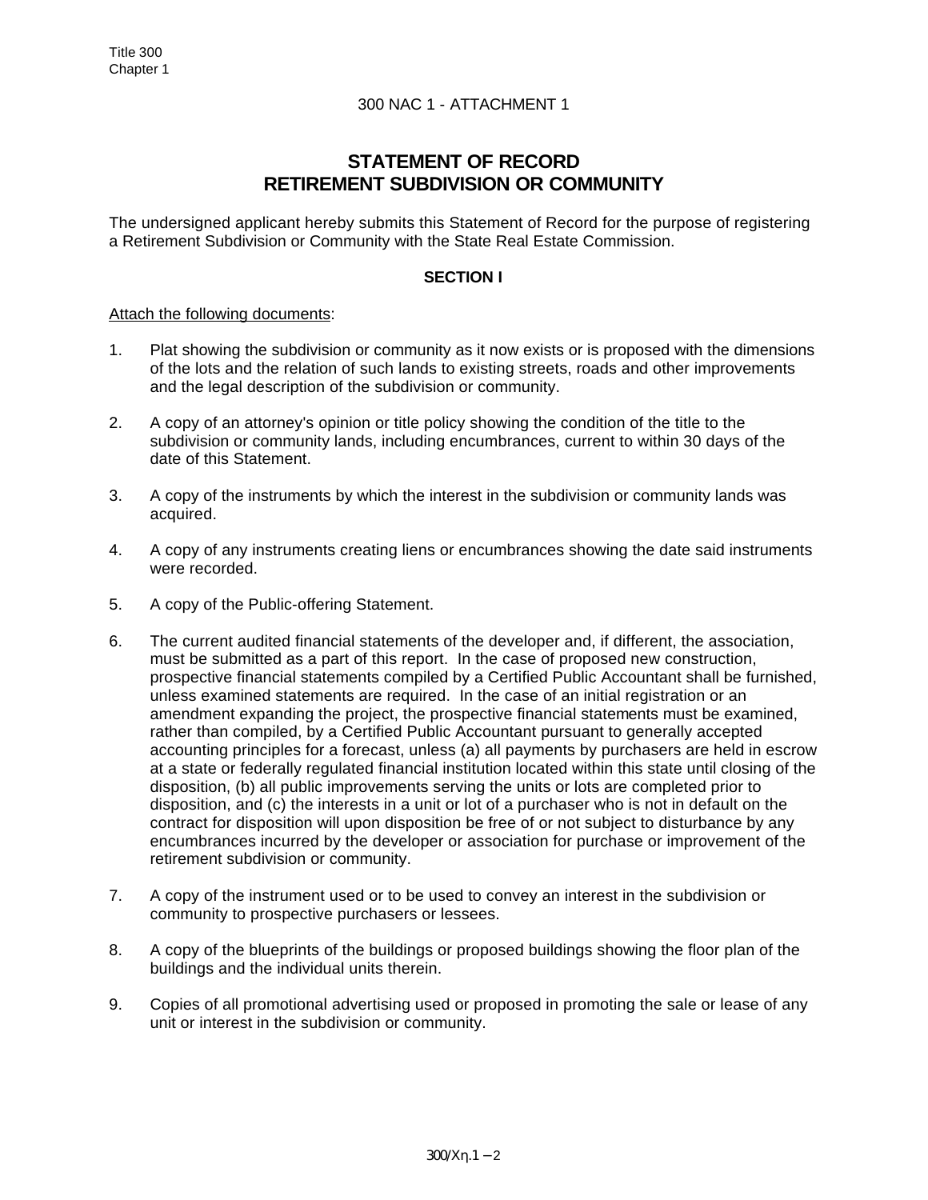300 NAC 1 - ATTACHMENT 1

# STATEMENT OF RECORD
# RETIREMENT SUBDIVISION OR COMMUNITY

The undersigned applicant hereby submits this Statement of Record for the purpose of registering a Retirement Subdivision or Community with the State Real Estate Commission.

### SECTION I

Attach the following documents:

1. Plat showing the subdivision or community as it now exists or is proposed with the dimensions of the lots and the relation of such lands to existing streets, roads and other improvements and the legal description of the subdivision or community.

2. A copy of an attorney's opinion or title policy showing the condition of the title to the subdivision or community lands, including encumbrances, current to within 30 days of the date of this Statement.

3. A copy of the instruments by which the interest in the subdivision or community lands was acquired.

4. A copy of any instruments creating liens or encumbrances showing the date said instruments were recorded.

5. A copy of the Public-offering Statement.

6. The current audited financial statements of the developer and, if different, the association, must be submitted as a part of this report. In the case of proposed new construction, prospective financial statements compiled by a Certified Public Accountant shall be furnished, unless examined statements are required. In the case of an initial registration or an amendment expanding the project, the prospective financial statements must be examined, rather than compiled, by a Certified Public Accountant pursuant to generally accepted accounting principles for a forecast, unless (a) all payments by purchasers are held in escrow at a state or federally regulated financial institution located within this state until closing of the disposition, (b) all public improvements serving the units or lots are completed prior to disposition, and (c) the interests in a unit or lot of a purchaser who is not in default on the contract for disposition will upon disposition be free of or not subject to disturbance by any encumbrances incurred by the developer or association for purchase or improvement of the retirement subdivision or community.

7. A copy of the instrument used or to be used to convey an interest in the subdivision or community to prospective purchasers or lessees.

8. A copy of the blueprints of the buildings or proposed buildings showing the floor plan of the buildings and the individual units therein.

9. Copies of all promotional advertising used or proposed in promoting the sale or lease of any unit or interest in the subdivision or community.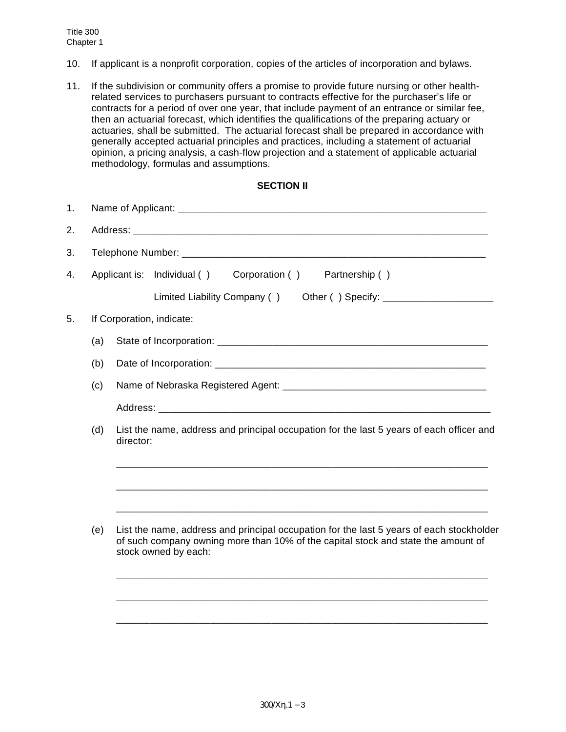10. If applicant is a nonprofit corporation, copies of the articles of incorporation and bylaws.

11. If the subdivision or community offers a promise to provide future nursing or other health-related services to purchasers pursuant to contracts effective for the purchaser's life or contracts for a period of over one year, that include payment of an entrance or similar fee, then an actuarial forecast, which identifies the qualifications of the preparing actuary or actuaries, shall be submitted. The actuarial forecast shall be prepared in accordance with generally accepted actuarial principles and practices, including a statement of actuarial opinion, a pricing analysis, a cash-flow projection and a statement of applicable actuarial methodology, formulas and assumptions.

**SECTION II**

1. Name of Applicant: ____________________________________________________________

2. Address: ____________________________________________________________________

3. Telephone Number: ____________________________________________________________

4. Applicant is: Individual ( ) Corporation ( ) Partnership ( )

   Limited Liability Company ( ) Other ( ) Specify: ____________________

5. If Corporation, indicate:

   (a) State of Incorporation: ____________________________________________________

   (b) Date of Incorporation: ____________________________________________________

   (c) Name of Nebraska Registered Agent: ______________________________________

   Address: ______________________________________________________________

   (d) List the name, address and principal occupation for the last 5 years of each officer and director:

   ______________________________________________________________________

   ______________________________________________________________________

   ______________________________________________________________________

   (e) List the name, address and principal occupation for the last 5 years of each stockholder of such company owning more than 10% of the capital stock and state the amount of stock owned by each:

   ______________________________________________________________________

   ______________________________________________________________________

   ______________________________________________________________________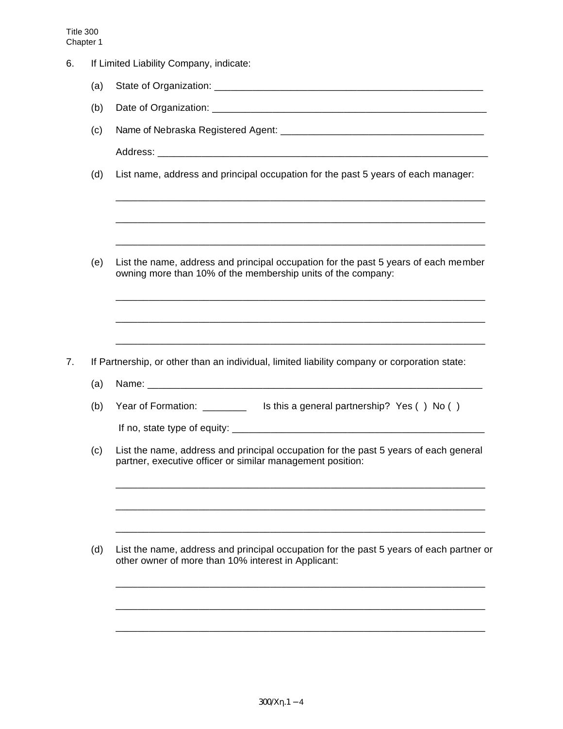6. If Limited Liability Company, indicate:

   (a) State of Organization: ____________________________________________________

   (b) Date of Organization: _____________________________________________________

   (c) Name of Nebraska Registered Agent: ______________________________________

   Address: ________________________________________________________________

   (d) List name, address and principal occupation for the past 5 years of each manager:

   ______________________________________________________________________

   ______________________________________________________________________

   ______________________________________________________________________

   (e) List the name, address and principal occupation for the past 5 years of each member owning more than 10% of the membership units of the company:

   ______________________________________________________________________

   ______________________________________________________________________

   ______________________________________________________________________

7. If Partnership, or other than an individual, limited liability company or corporation state:

   (a) Name: _______________________________________________________________

   (b) Year of Formation: ________ Is this a general partnership? Yes ( ) No ( )

   If no, state type of equity: _________________________________________________

   (c) List the name, address and principal occupation for the past 5 years of each general partner, executive officer or similar management position:

   ______________________________________________________________________

   ______________________________________________________________________

   ______________________________________________________________________

   (d) List the name, address and principal occupation for the past 5 years of each partner or other owner of more than 10% interest in Applicant:

   ______________________________________________________________________

   ______________________________________________________________________

   ______________________________________________________________________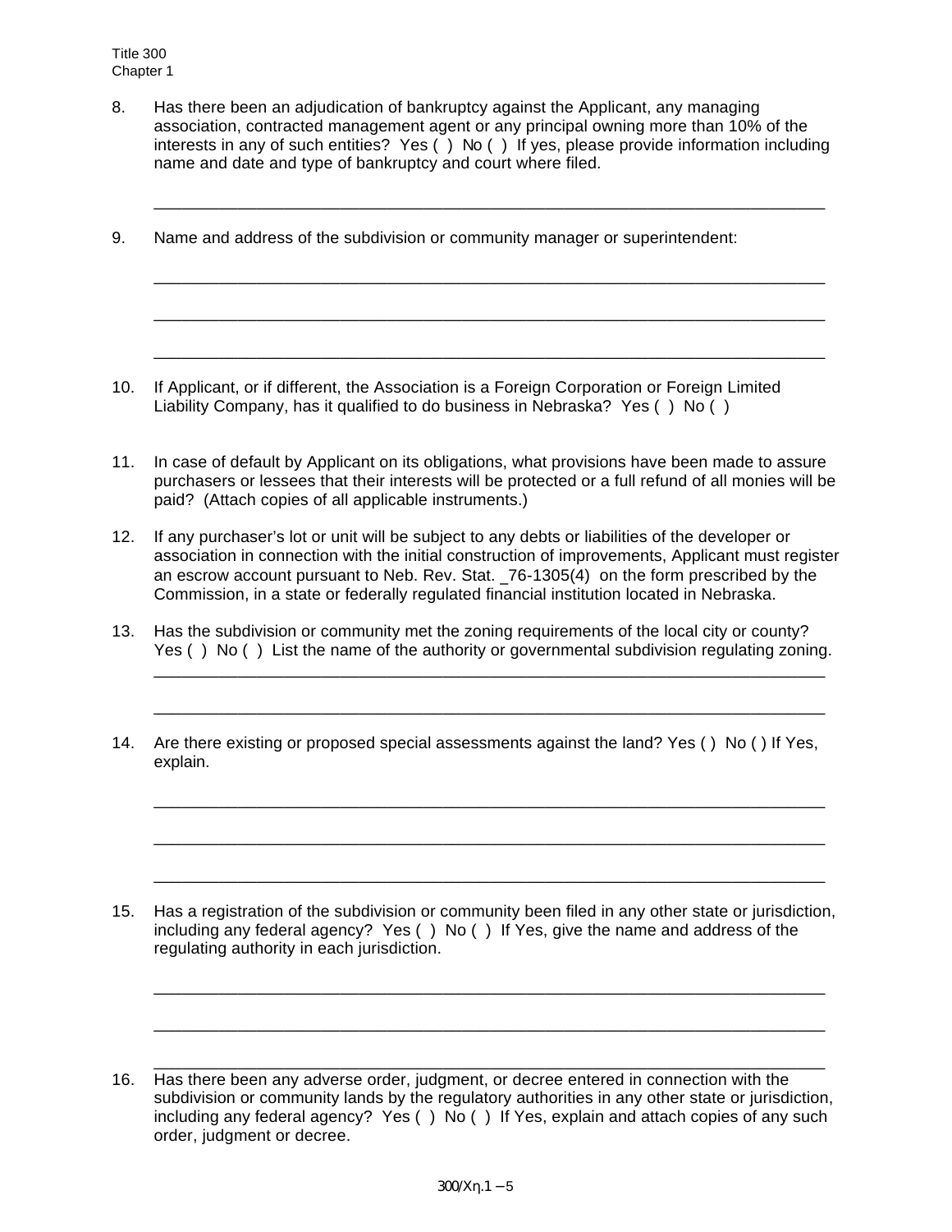8. Has there been an adjudication of bankruptcy against the Applicant, any managing association, contracted management agent or any principal owning more than 10% of the interests in any of such entities? Yes ( ) No ( ) If yes, please provide information including name and date and type of bankruptcy and court where filed.

   ___________________________________________________________________________

9. Name and address of the subdivision or community manager or superintendent:

   ___________________________________________________________________________

   ___________________________________________________________________________

   ___________________________________________________________________________

10. If Applicant, or if different, the Association is a Foreign Corporation or Foreign Limited Liability Company, has it qualified to do business in Nebraska? Yes ( ) No ( )

11. In case of default by Applicant on its obligations, what provisions have been made to assure purchasers or lessees that their interests will be protected or a full refund of all monies will be paid? (Attach copies of all applicable instruments.)

12. If any purchaser's lot or unit will be subject to any debts or liabilities of the developer or association in connection with the initial construction of improvements, Applicant must register an escrow account pursuant to Neb. Rev. Stat. _76-1305(4) on the form prescribed by the Commission, in a state or federally regulated financial institution located in Nebraska.

13. Has the subdivision or community met the zoning requirements of the local city or county? Yes ( ) No ( ) List the name of the authority or governmental subdivision regulating zoning.

   ___________________________________________________________________________

   ___________________________________________________________________________

14. Are there existing or proposed special assessments against the land? Yes ( ) No ( ) If Yes, explain.

   ___________________________________________________________________________

   ___________________________________________________________________________

   ___________________________________________________________________________

15. Has a registration of the subdivision or community been filed in any other state or jurisdiction, including any federal agency? Yes ( ) No ( ) If Yes, give the name and address of the regulating authority in each jurisdiction.

   ___________________________________________________________________________

   ___________________________________________________________________________

   ___________________________________________________________________________

16. Has there been any adverse order, judgment, or decree entered in connection with the subdivision or community lands by the regulatory authorities in any other state or jurisdiction, including any federal agency? Yes ( ) No ( ) If Yes, explain and attach copies of any such order, judgment or decree.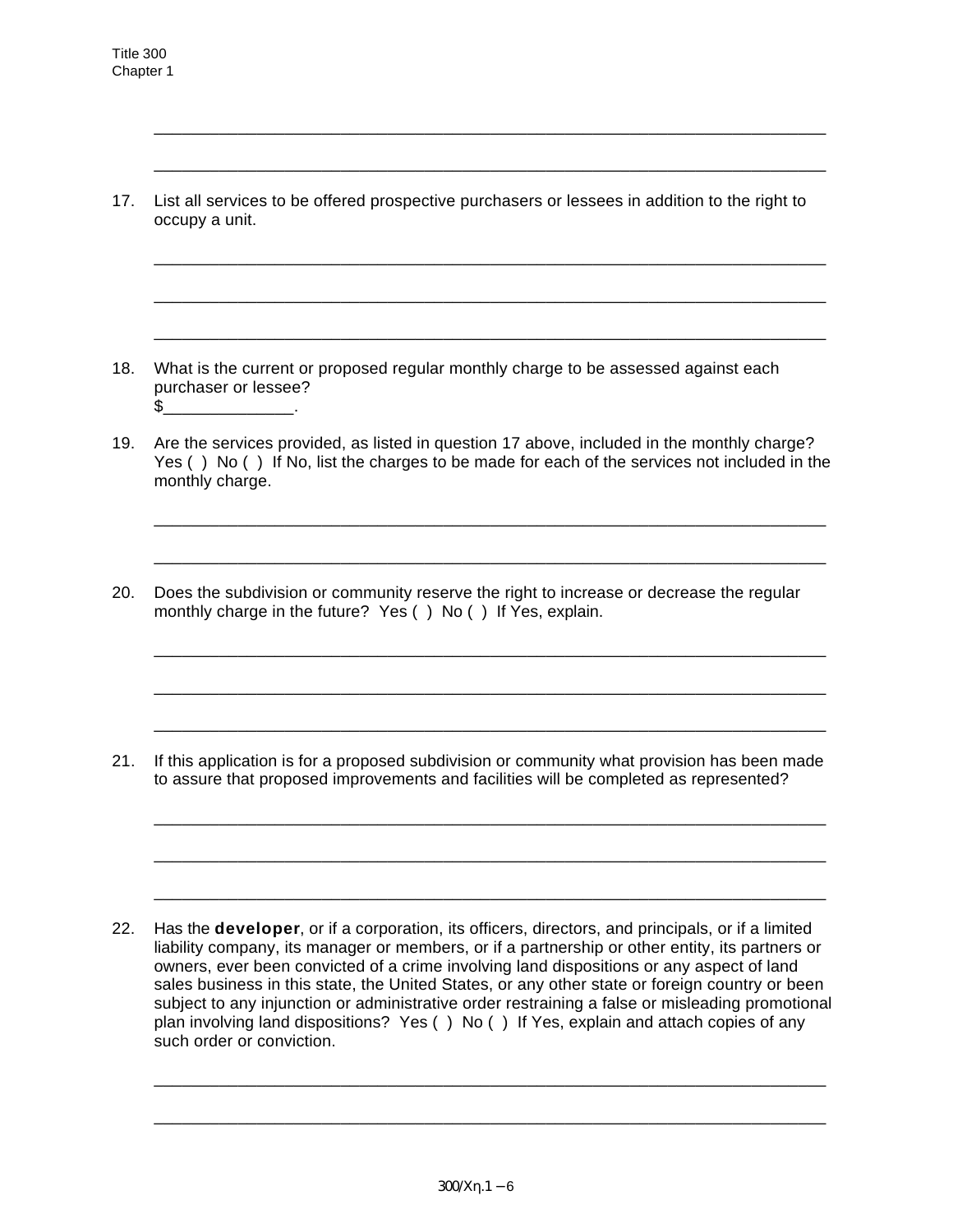\_\_\_\_\_\_\_\_\_\_\_\_\_\_\_\_\_\_\_\_\_\_\_\_\_\_\_\_\_\_\_\_\_\_\_\_\_\_\_\_\_\_\_\_\_\_\_\_\_\_\_\_\_\_\_\_\_\_\_\_\_\_\_\_\_\_\_\_\_\_\_

\_\_\_\_\_\_\_\_\_\_\_\_\_\_\_\_\_\_\_\_\_\_\_\_\_\_\_\_\_\_\_\_\_\_\_\_\_\_\_\_\_\_\_\_\_\_\_\_\_\_\_\_\_\_\_\_\_\_\_\_\_\_\_\_\_\_\_\_\_\_\_

17. List all services to be offered prospective purchasers or lessees in addition to the right to occupy a unit.

    \_\_\_\_\_\_\_\_\_\_\_\_\_\_\_\_\_\_\_\_\_\_\_\_\_\_\_\_\_\_\_\_\_\_\_\_\_\_\_\_\_\_\_\_\_\_\_\_\_\_\_\_\_\_\_\_\_\_\_\_\_\_\_\_\_\_\_\_\_\_\_

    \_\_\_\_\_\_\_\_\_\_\_\_\_\_\_\_\_\_\_\_\_\_\_\_\_\_\_\_\_\_\_\_\_\_\_\_\_\_\_\_\_\_\_\_\_\_\_\_\_\_\_\_\_\_\_\_\_\_\_\_\_\_\_\_\_\_\_\_\_\_\_

    \_\_\_\_\_\_\_\_\_\_\_\_\_\_\_\_\_\_\_\_\_\_\_\_\_\_\_\_\_\_\_\_\_\_\_\_\_\_\_\_\_\_\_\_\_\_\_\_\_\_\_\_\_\_\_\_\_\_\_\_\_\_\_\_\_\_\_\_\_\_\_

18. What is the current or proposed regular monthly charge to be assessed against each purchaser or lessee?
    $\_\_\_\_\_\_\_\_\_\_\_\_\_\_.

19. Are the services provided, as listed in question 17 above, included in the monthly charge? Yes ( ) No ( ) If No, list the charges to be made for each of the services not included in the monthly charge.

    \_\_\_\_\_\_\_\_\_\_\_\_\_\_\_\_\_\_\_\_\_\_\_\_\_\_\_\_\_\_\_\_\_\_\_\_\_\_\_\_\_\_\_\_\_\_\_\_\_\_\_\_\_\_\_\_\_\_\_\_\_\_\_\_\_\_\_\_\_\_\_

    \_\_\_\_\_\_\_\_\_\_\_\_\_\_\_\_\_\_\_\_\_\_\_\_\_\_\_\_\_\_\_\_\_\_\_\_\_\_\_\_\_\_\_\_\_\_\_\_\_\_\_\_\_\_\_\_\_\_\_\_\_\_\_\_\_\_\_\_\_\_\_

20. Does the subdivision or community reserve the right to increase or decrease the regular monthly charge in the future? Yes ( ) No ( ) If Yes, explain.

    \_\_\_\_\_\_\_\_\_\_\_\_\_\_\_\_\_\_\_\_\_\_\_\_\_\_\_\_\_\_\_\_\_\_\_\_\_\_\_\_\_\_\_\_\_\_\_\_\_\_\_\_\_\_\_\_\_\_\_\_\_\_\_\_\_\_\_\_\_\_\_

    \_\_\_\_\_\_\_\_\_\_\_\_\_\_\_\_\_\_\_\_\_\_\_\_\_\_\_\_\_\_\_\_\_\_\_\_\_\_\_\_\_\_\_\_\_\_\_\_\_\_\_\_\_\_\_\_\_\_\_\_\_\_\_\_\_\_\_\_\_\_\_

    \_\_\_\_\_\_\_\_\_\_\_\_\_\_\_\_\_\_\_\_\_\_\_\_\_\_\_\_\_\_\_\_\_\_\_\_\_\_\_\_\_\_\_\_\_\_\_\_\_\_\_\_\_\_\_\_\_\_\_\_\_\_\_\_\_\_\_\_\_\_\_

21. If this application is for a proposed subdivision or community what provision has been made to assure that proposed improvements and facilities will be completed as represented?

    \_\_\_\_\_\_\_\_\_\_\_\_\_\_\_\_\_\_\_\_\_\_\_\_\_\_\_\_\_\_\_\_\_\_\_\_\_\_\_\_\_\_\_\_\_\_\_\_\_\_\_\_\_\_\_\_\_\_\_\_\_\_\_\_\_\_\_\_\_\_\_

    \_\_\_\_\_\_\_\_\_\_\_\_\_\_\_\_\_\_\_\_\_\_\_\_\_\_\_\_\_\_\_\_\_\_\_\_\_\_\_\_\_\_\_\_\_\_\_\_\_\_\_\_\_\_\_\_\_\_\_\_\_\_\_\_\_\_\_\_\_\_\_

    \_\_\_\_\_\_\_\_\_\_\_\_\_\_\_\_\_\_\_\_\_\_\_\_\_\_\_\_\_\_\_\_\_\_\_\_\_\_\_\_\_\_\_\_\_\_\_\_\_\_\_\_\_\_\_\_\_\_\_\_\_\_\_\_\_\_\_\_\_\_\_

22. Has the **developer**, or if a corporation, its officers, directors, and principals, or if a limited liability company, its manager or members, or if a partnership or other entity, its partners or owners, ever been convicted of a crime involving land dispositions or any aspect of land sales business in this state, the United States, or any other state or foreign country or been subject to any injunction or administrative order restraining a false or misleading promotional plan involving land dispositions? Yes ( ) No ( ) If Yes, explain and attach copies of any such order or conviction.

    \_\_\_\_\_\_\_\_\_\_\_\_\_\_\_\_\_\_\_\_\_\_\_\_\_\_\_\_\_\_\_\_\_\_\_\_\_\_\_\_\_\_\_\_\_\_\_\_\_\_\_\_\_\_\_\_\_\_\_\_\_\_\_\_\_\_\_\_\_\_\_

    \_\_\_\_\_\_\_\_\_\_\_\_\_\_\_\_\_\_\_\_\_\_\_\_\_\_\_\_\_\_\_\_\_\_\_\_\_\_\_\_\_\_\_\_\_\_\_\_\_\_\_\_\_\_\_\_\_\_\_\_\_\_\_\_\_\_\_\_\_\_\_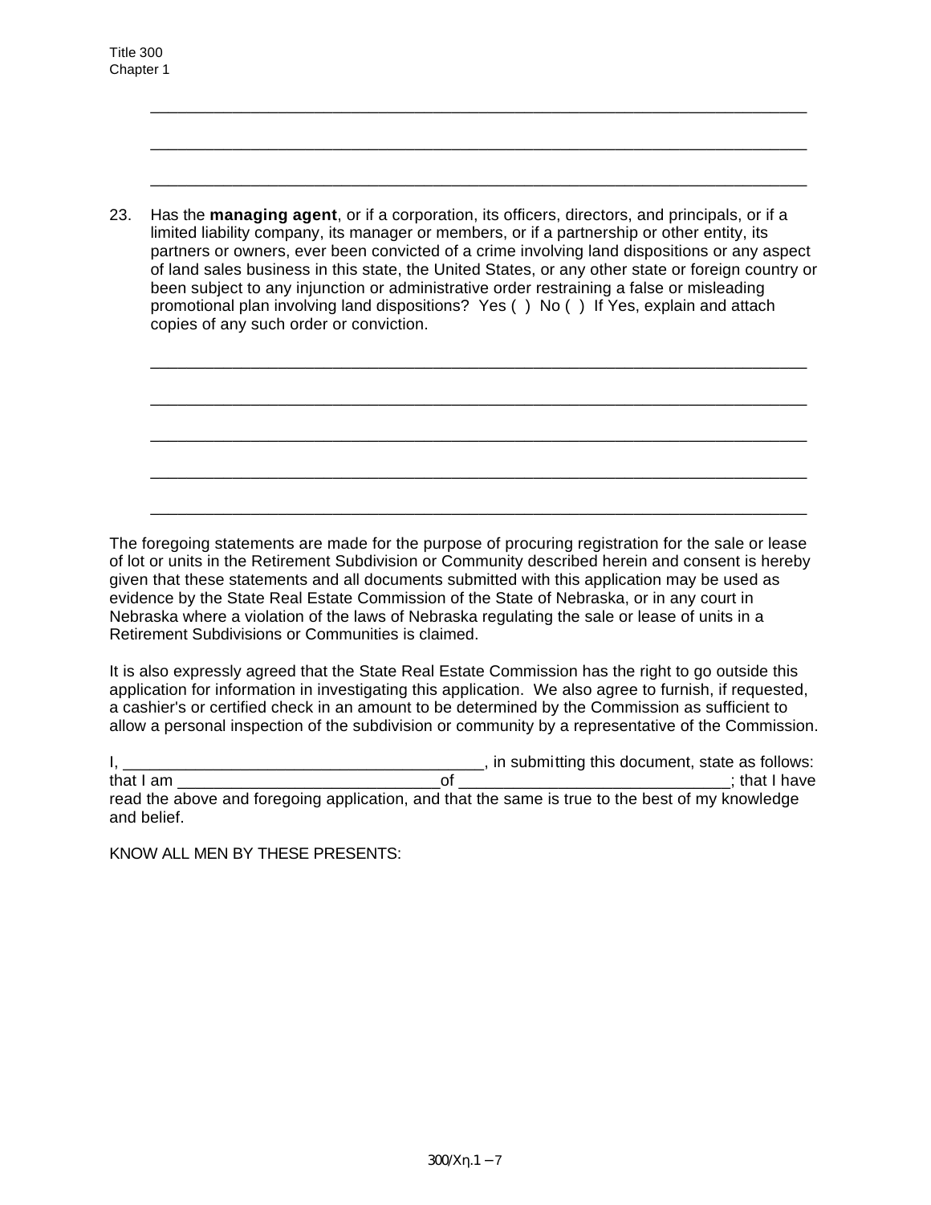\_\_\_\_\_\_\_\_\_\_\_\_\_\_\_\_\_\_\_\_\_\_\_\_\_\_\_\_\_\_\_\_\_\_\_\_\_\_\_\_\_\_\_\_\_\_\_\_\_\_\_\_\_\_\_\_\_\_\_\_\_\_\_\_\_\_\_\_\_\_\_\_

\_\_\_\_\_\_\_\_\_\_\_\_\_\_\_\_\_\_\_\_\_\_\_\_\_\_\_\_\_\_\_\_\_\_\_\_\_\_\_\_\_\_\_\_\_\_\_\_\_\_\_\_\_\_\_\_\_\_\_\_\_\_\_\_\_\_\_\_\_\_\_\_

\_\_\_\_\_\_\_\_\_\_\_\_\_\_\_\_\_\_\_\_\_\_\_\_\_\_\_\_\_\_\_\_\_\_\_\_\_\_\_\_\_\_\_\_\_\_\_\_\_\_\_\_\_\_\_\_\_\_\_\_\_\_\_\_\_\_\_\_\_\_\_\_

23. Has the **managing agent**, or if a corporation, its officers, directors, and principals, or if a limited liability company, its manager or members, or if a partnership or other entity, its partners or owners, ever been convicted of a crime involving land dispositions or any aspect of land sales business in this state, the United States, or any other state or foreign country or been subject to any injunction or administrative order restraining a false or misleading promotional plan involving land dispositions? Yes ( ) No ( ) If Yes, explain and attach copies of any such order or conviction.

\_\_\_\_\_\_\_\_\_\_\_\_\_\_\_\_\_\_\_\_\_\_\_\_\_\_\_\_\_\_\_\_\_\_\_\_\_\_\_\_\_\_\_\_\_\_\_\_\_\_\_\_\_\_\_\_\_\_\_\_\_\_\_\_\_\_\_\_\_\_\_\_

\_\_\_\_\_\_\_\_\_\_\_\_\_\_\_\_\_\_\_\_\_\_\_\_\_\_\_\_\_\_\_\_\_\_\_\_\_\_\_\_\_\_\_\_\_\_\_\_\_\_\_\_\_\_\_\_\_\_\_\_\_\_\_\_\_\_\_\_\_\_\_\_

\_\_\_\_\_\_\_\_\_\_\_\_\_\_\_\_\_\_\_\_\_\_\_\_\_\_\_\_\_\_\_\_\_\_\_\_\_\_\_\_\_\_\_\_\_\_\_\_\_\_\_\_\_\_\_\_\_\_\_\_\_\_\_\_\_\_\_\_\_\_\_\_

\_\_\_\_\_\_\_\_\_\_\_\_\_\_\_\_\_\_\_\_\_\_\_\_\_\_\_\_\_\_\_\_\_\_\_\_\_\_\_\_\_\_\_\_\_\_\_\_\_\_\_\_\_\_\_\_\_\_\_\_\_\_\_\_\_\_\_\_\_\_\_\_

\_\_\_\_\_\_\_\_\_\_\_\_\_\_\_\_\_\_\_\_\_\_\_\_\_\_\_\_\_\_\_\_\_\_\_\_\_\_\_\_\_\_\_\_\_\_\_\_\_\_\_\_\_\_\_\_\_\_\_\_\_\_\_\_\_\_\_\_\_\_\_\_

The foregoing statements are made for the purpose of procuring registration for the sale or lease of lot or units in the Retirement Subdivision or Community described herein and consent is hereby given that these statements and all documents submitted with this application may be used as evidence by the State Real Estate Commission of the State of Nebraska, or in any court in Nebraska where a violation of the laws of Nebraska regulating the sale or lease of units in a Retirement Subdivisions or Communities is claimed.

It is also expressly agreed that the State Real Estate Commission has the right to go outside this application for information in investigating this application. We also agree to furnish, if requested, a cashier's or certified check in an amount to be determined by the Commission as sufficient to allow a personal inspection of the subdivision or community by a representative of the Commission.

I, \_\_\_\_\_\_\_\_\_\_\_\_\_\_\_\_\_\_\_\_\_\_\_\_\_\_\_\_\_\_\_\_\_\_\_\_\_\_\_\_, in submitting this document, state as follows: that I am \_\_\_\_\_\_\_\_\_\_\_\_\_\_\_\_\_\_\_\_\_\_\_\_\_\_\_\_\_\_of \_\_\_\_\_\_\_\_\_\_\_\_\_\_\_\_\_\_\_\_\_\_\_\_\_\_\_\_\_\_; that I have read the above and foregoing application, and that the same is true to the best of my knowledge and belief.

KNOW ALL MEN BY THESE PRESENTS: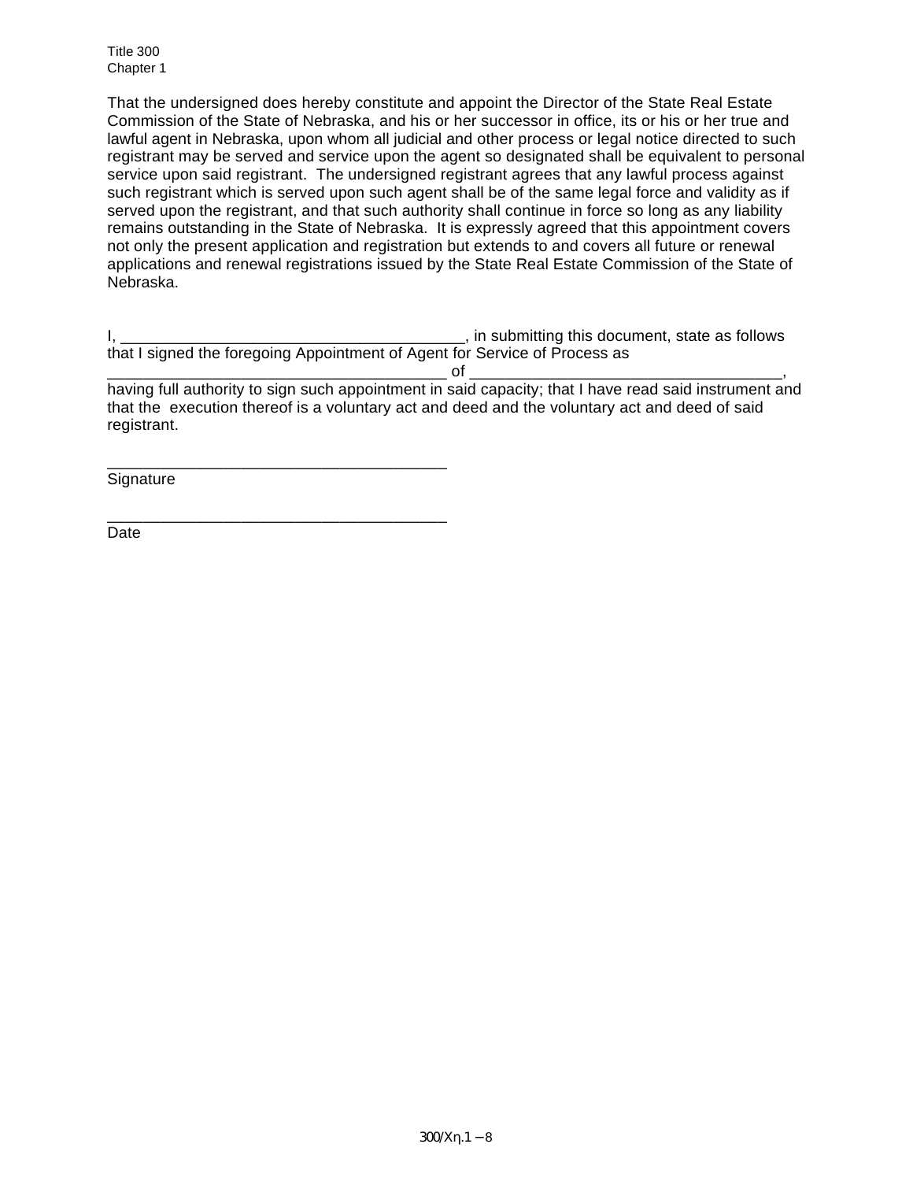That the undersigned does hereby constitute and appoint the Director of the State Real Estate Commission of the State of Nebraska, and his or her successor in office, its or his or her true and lawful agent in Nebraska, upon whom all judicial and other process or legal notice directed to such registrant may be served and service upon the agent so designated shall be equivalent to personal service upon said registrant. The undersigned registrant agrees that any lawful process against such registrant which is served upon such agent shall be of the same legal force and validity as if served upon the registrant, and that such authority shall continue in force so long as any liability remains outstanding in the State of Nebraska. It is expressly agreed that this appointment covers not only the present application and registration but extends to and covers all future or renewal applications and renewal registrations issued by the State Real Estate Commission of the State of Nebraska.

I, ________________________________________, in submitting this document, state as follows that I signed the foregoing Appointment of Agent for Service of Process as ________________________________________ of ___________________________________, having full authority to sign such appointment in said capacity; that I have read said instrument and that the execution thereof is a voluntary act and deed and the voluntary act and deed of said registrant.

________________________________________
Signature

________________________________________
Date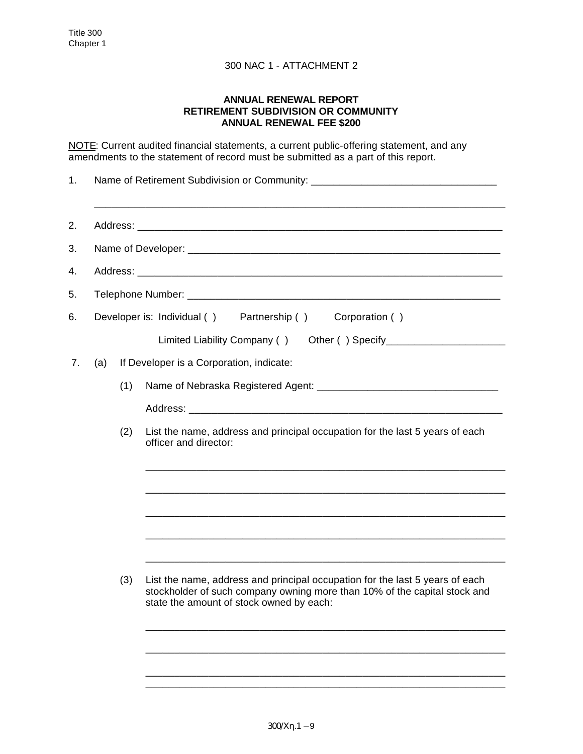300 NAC 1 - ATTACHMENT 2

**ANNUAL RENEWAL REPORT**
**RETIREMENT SUBDIVISION OR COMMUNITY**
**ANNUAL RENEWAL FEE $200**

NOTE: Current audited financial statements, a current public-offering statement, and any amendments to the statement of record must be submitted as a part of this report.

1. Name of Retirement Subdivision or Community: _________________________________

   ___________________________________________________________________________

2. Address: ___________________________________________________________________

3. Name of Developer: __________________________________________________________

4. Address: ___________________________________________________________________

5. Telephone Number: __________________________________________________________

6. Developer is: Individual ( ) Partnership ( ) Corporation ( )

   Limited Liability Company ( ) Other ( ) Specify_____________________

7. (a) If Developer is a Corporation, indicate:

   (1) Name of Nebraska Registered Agent: ________________________________

   Address: _________________________________________________________

   (2) List the name, address and principal occupation for the last 5 years of each officer and director:

   _________________________________________________________________

   _________________________________________________________________

   _________________________________________________________________

   _________________________________________________________________

   _________________________________________________________________

   (3) List the name, address and principal occupation for the last 5 years of each stockholder of such company owning more than 10% of the capital stock and state the amount of stock owned by each:

   _________________________________________________________________

   _________________________________________________________________

   _________________________________________________________________

   _________________________________________________________________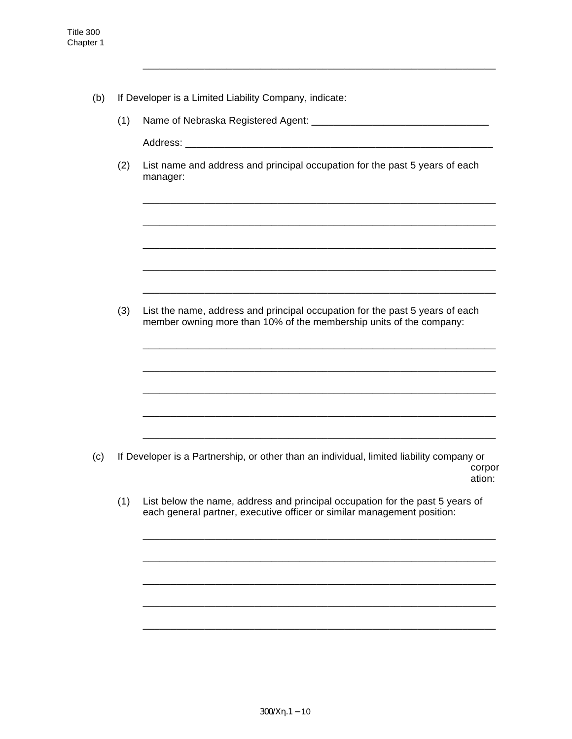______________________________________________________________

(b) If Developer is a Limited Liability Company, indicate:

(1) Name of Nebraska Registered Agent: ________________________________

Address: __________________________________________________________

(2) List name and address and principal occupation for the past 5 years of each manager:

______________________________________________________________

______________________________________________________________

______________________________________________________________

______________________________________________________________

______________________________________________________________

(3) List the name, address and principal occupation for the past 5 years of each member owning more than 10% of the membership units of the company:

______________________________________________________________

______________________________________________________________

______________________________________________________________

______________________________________________________________

______________________________________________________________

(c) If Developer is a Partnership, or other than an individual, limited liability company or corporation:

(1) List below the name, address and principal occupation for the past 5 years of each general partner, executive officer or similar management position:

______________________________________________________________

______________________________________________________________

______________________________________________________________

______________________________________________________________

______________________________________________________________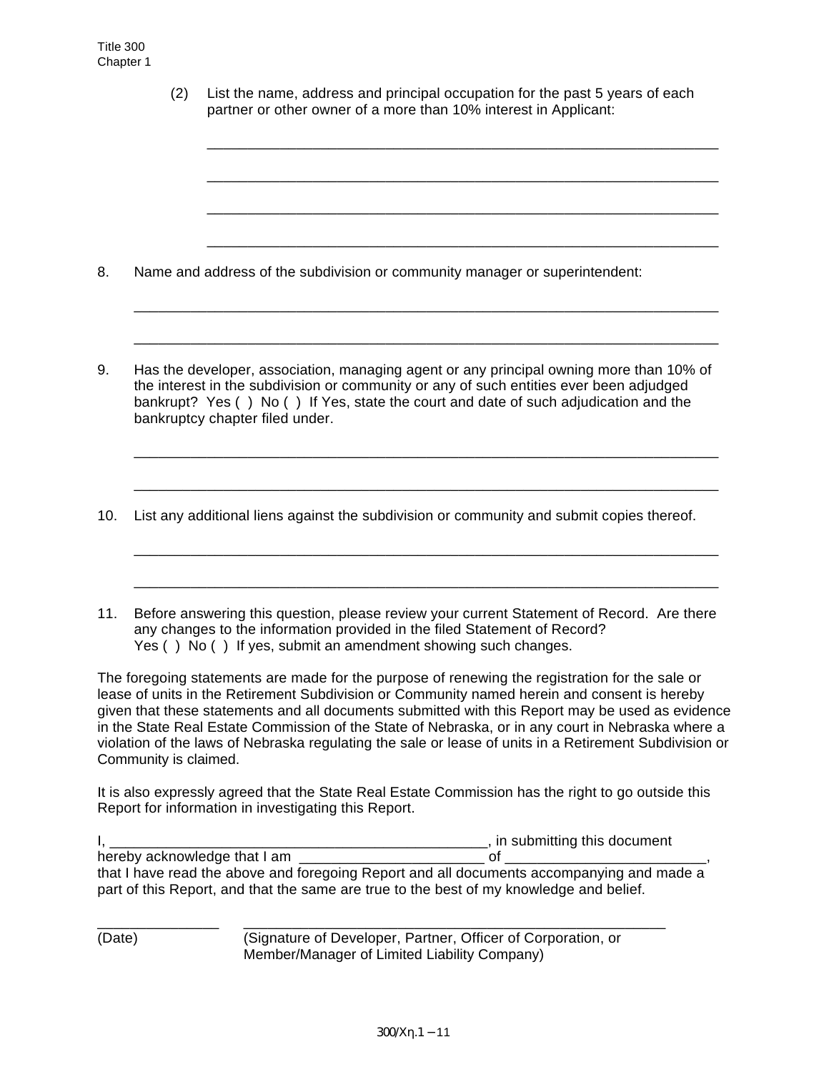(2) List the name, address and principal occupation for the past 5 years of each partner or other owner of a more than 10% interest in Applicant:

_______________________________________________________________

_______________________________________________________________

_______________________________________________________________

_______________________________________________________________

8. Name and address of the subdivision or community manager or superintendent:

_______________________________________________________________________

_______________________________________________________________________

9. Has the developer, association, managing agent or any principal owning more than 10% of the interest in the subdivision or community or any of such entities ever been adjudged bankrupt? Yes ( ) No ( ) If Yes, state the court and date of such adjudication and the bankruptcy chapter filed under.

_______________________________________________________________________

_______________________________________________________________________

10. List any additional liens against the subdivision or community and submit copies thereof.

_______________________________________________________________________

_______________________________________________________________________

11. Before answering this question, please review your current Statement of Record. Are there any changes to the information provided in the filed Statement of Record? Yes ( ) No ( ) If yes, submit an amendment showing such changes.

The foregoing statements are made for the purpose of renewing the registration for the sale or lease of units in the Retirement Subdivision or Community named herein and consent is hereby given that these statements and all documents submitted with this Report may be used as evidence in the State Real Estate Commission of the State of Nebraska, or in any court in Nebraska where a violation of the laws of Nebraska regulating the sale or lease of units in a Retirement Subdivision or Community is claimed.

It is also expressly agreed that the State Real Estate Commission has the right to go outside this Report for information in investigating this Report.

I, _________________________________________________, in submitting this document hereby acknowledge that I am ________________________ of _________________________, that I have read the above and foregoing Report and all documents accompanying and made a part of this Report, and that the same are true to the best of my knowledge and belief.

_______________ _______________________________________________________

(Date) (Signature of Developer, Partner, Officer of Corporation, or Member/Manager of Limited Liability Company)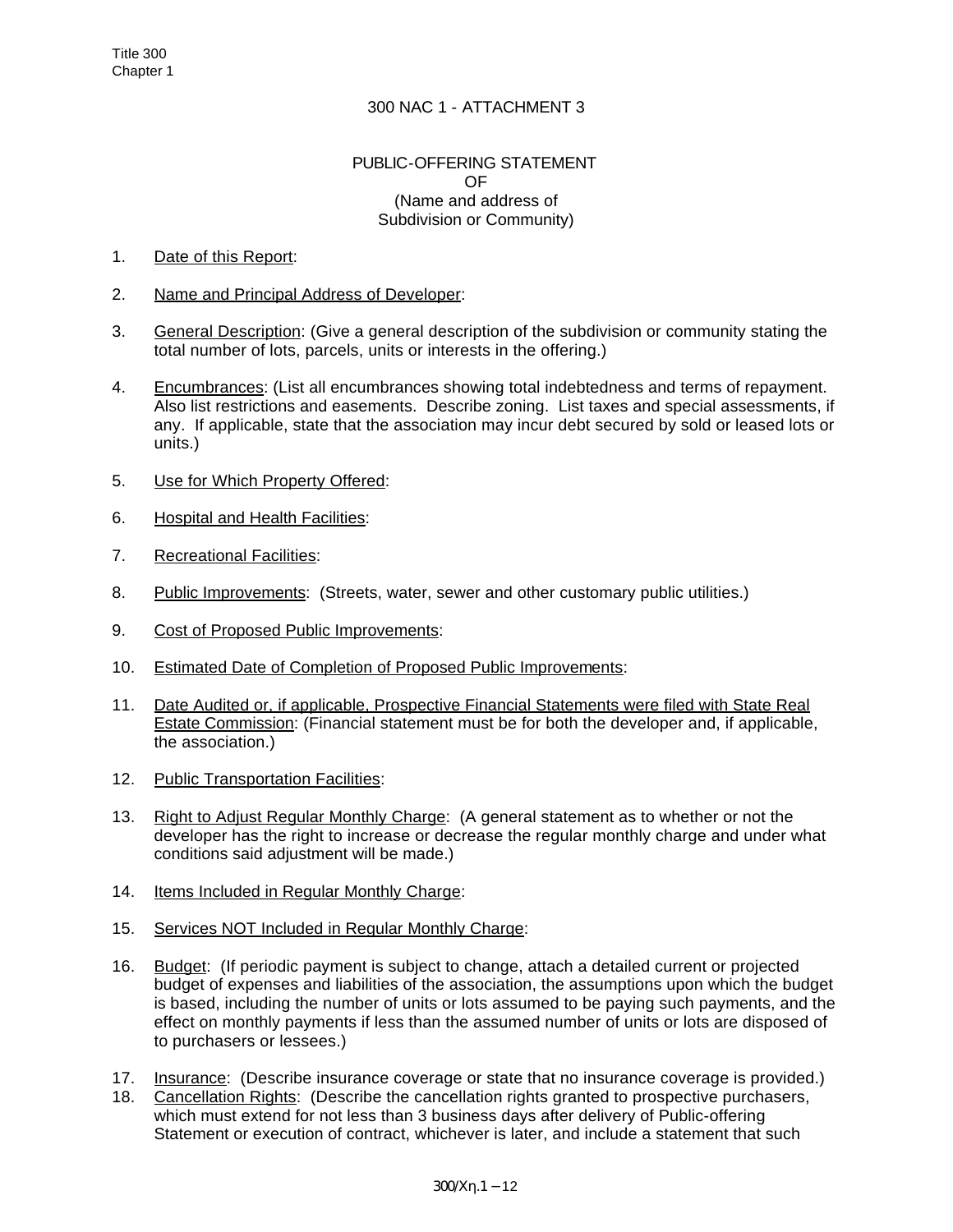# 300 NAC 1 - ATTACHMENT 3

## PUBLIC-OFFERING STATEMENT
## OF
## (Name and address of Subdivision or Community)

1. Date of this Report:

2. Name and Principal Address of Developer:

3. General Description: (Give a general description of the subdivision or community stating the total number of lots, parcels, units or interests in the offering.)

4. Encumbrances: (List all encumbrances showing total indebtedness and terms of repayment. Also list restrictions and easements. Describe zoning. List taxes and special assessments, if any. If applicable, state that the association may incur debt secured by sold or leased lots or units.)

5. Use for Which Property Offered:

6. Hospital and Health Facilities:

7. Recreational Facilities:

8. Public Improvements: (Streets, water, sewer and other customary public utilities.)

9. Cost of Proposed Public Improvements:

10. Estimated Date of Completion of Proposed Public Improvements:

11. Date Audited or, if applicable, Prospective Financial Statements were filed with State Real Estate Commission: (Financial statement must be for both the developer and, if applicable, the association.)

12. Public Transportation Facilities:

13. Right to Adjust Regular Monthly Charge: (A general statement as to whether or not the developer has the right to increase or decrease the regular monthly charge and under what conditions said adjustment will be made.)

14. Items Included in Regular Monthly Charge:

15. Services NOT Included in Regular Monthly Charge:

16. Budget: (If periodic payment is subject to change, attach a detailed current or projected budget of expenses and liabilities of the association, the assumptions upon which the budget is based, including the number of units or lots assumed to be paying such payments, and the effect on monthly payments if less than the assumed number of units or lots are disposed of to purchasers or lessees.)

17. Insurance: (Describe insurance coverage or state that no insurance coverage is provided.)

18. Cancellation Rights: (Describe the cancellation rights granted to prospective purchasers, which must extend for not less than 3 business days after delivery of Public-offering Statement or execution of contract, whichever is later, and include a statement that such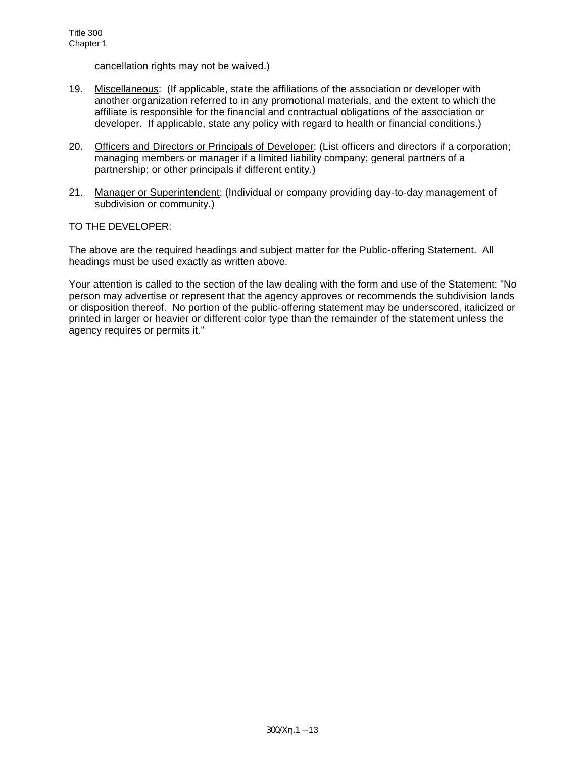cancellation rights may not be waived.)

19. <u>Miscellaneous</u>: (If applicable, state the affiliations of the association or developer with another organization referred to in any promotional materials, and the extent to which the affiliate is responsible for the financial and contractual obligations of the association or developer. If applicable, state any policy with regard to health or financial conditions.)

20. <u>Officers and Directors or Principals of Developer</u>: (List officers and directors if a corporation; managing members or manager if a limited liability company; general partners of a partnership; or other principals if different entity.)

21. <u>Manager or Superintendent</u>: (Individual or company providing day-to-day management of subdivision or community.)

TO THE DEVELOPER:

The above are the required headings and subject matter for the Public-offering Statement. All headings must be used exactly as written above.

Your attention is called to the section of the law dealing with the form and use of the Statement: "No person may advertise or represent that the agency approves or recommends the subdivision lands or disposition thereof. No portion of the public-offering statement may be underscored, italicized or printed in larger or heavier or different color type than the remainder of the statement unless the agency requires or permits it."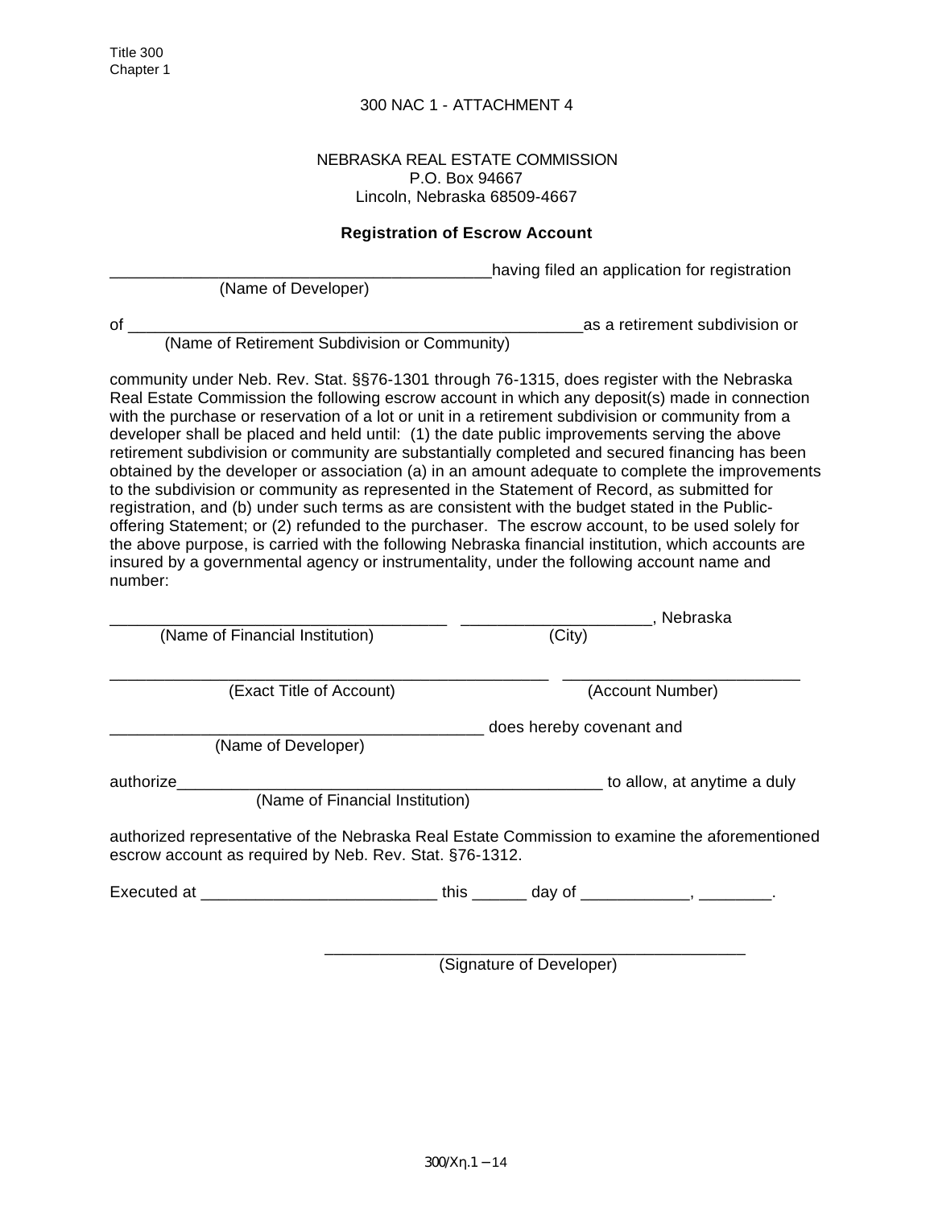300 NAC 1 - ATTACHMENT 4

NEBRASKA REAL ESTATE COMMISSION
P.O. Box 94667
Lincoln, Nebraska 68509-4667

**Registration of Escrow Account**

__________________________________________having filed an application for registration
(Name of Developer)

of __________________________________________________as a retirement subdivision or
(Name of Retirement Subdivision or Community)

community under Neb. Rev. Stat. §§76-1301 through 76-1315, does register with the Nebraska Real Estate Commission the following escrow account in which any deposit(s) made in connection with the purchase or reservation of a lot or unit in a retirement subdivision or community from a developer shall be placed and held until: (1) the date public improvements serving the above retirement subdivision or community are substantially completed and secured financing has been obtained by the developer or association (a) in an amount adequate to complete the improvements to the subdivision or community as represented in the Statement of Record, as submitted for registration, and (b) under such terms as are consistent with the budget stated in the Public-offering Statement; or (2) refunded to the purchaser. The escrow account, to be used solely for the above purpose, is carried with the following Nebraska financial institution, which accounts are insured by a governmental agency or instrumentality, under the following account name and number:

___________________________________ _____________________, Nebraska
(Name of Financial Institution) (City)

_________________________________________________ __________________________
(Exact Title of Account) (Account Number)

_________________________________________ does hereby covenant and
(Name of Developer)

authorize_______________________________________________ to allow, at anytime a duly
(Name of Financial Institution)

authorized representative of the Nebraska Real Estate Commission to examine the aforementioned escrow account as required by Neb. Rev. Stat. §76-1312.

Executed at __________________________ this ______ day of ____________, ________.

______________________________________________
(Signature of Developer)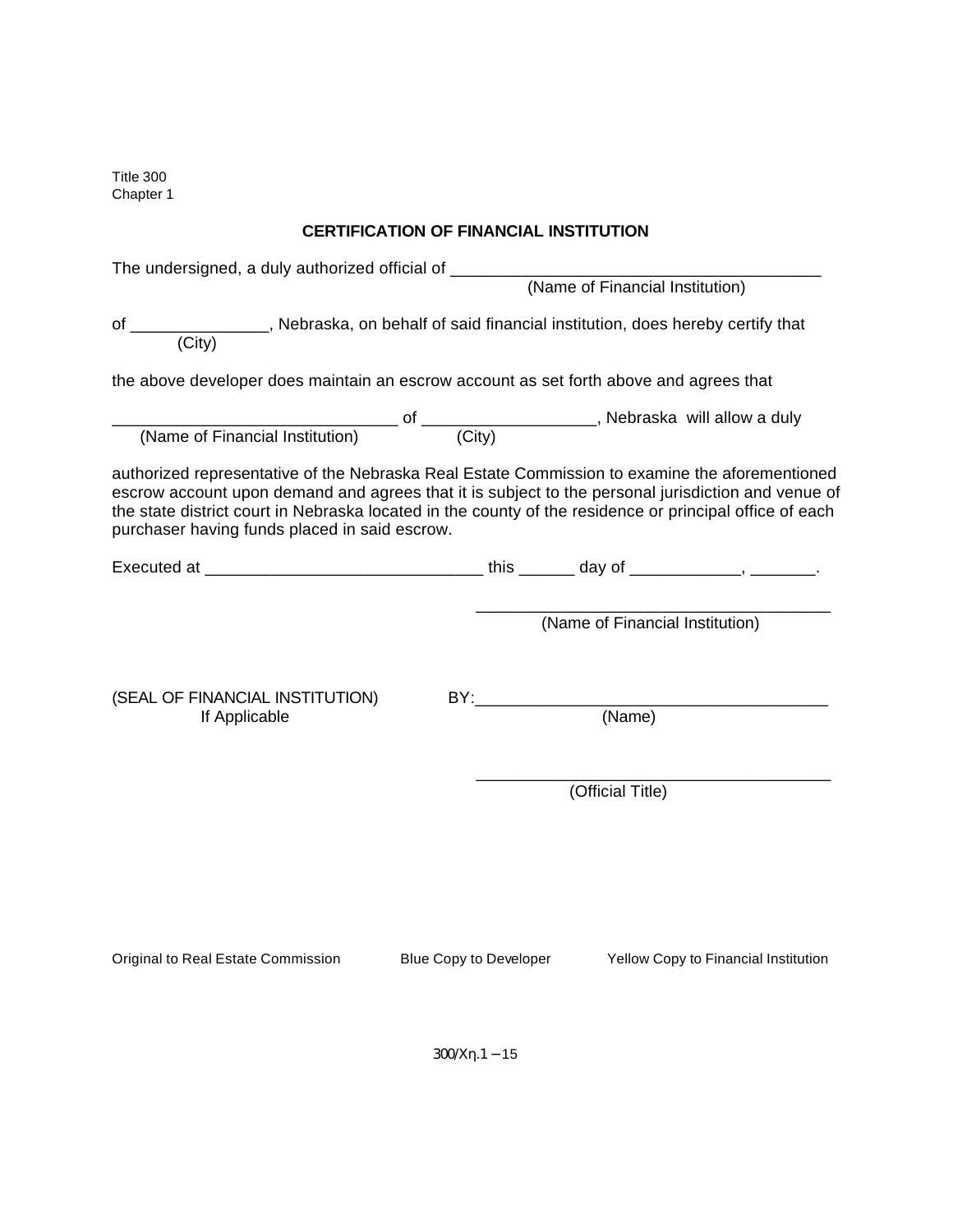Title 300
Chapter 1

## CERTIFICATION OF FINANCIAL INSTITUTION

The undersigned, a duly authorized official of ________________________________________
(Name of Financial Institution)

of _______________, Nebraska, on behalf of said financial institution, does hereby certify that
(City)

the above developer does maintain an escrow account as set forth above and agrees that

______________________________ of __________________, Nebraska will allow a duly
(Name of Financial Institution) (City)

authorized representative of the Nebraska Real Estate Commission to examine the aforementioned escrow account upon demand and agrees that it is subject to the personal jurisdiction and venue of the state district court in Nebraska located in the county of the residence or principal office of each purchaser having funds placed in said escrow.

Executed at _____________________________ this ______ day of ____________, _______.

_______________________________________
(Name of Financial Institution)

(SEAL OF FINANCIAL INSTITUTION)
If Applicable

BY:______________________________________
(Name)

_______________________________________
(Official Title)

Original to Real Estate Commission    Blue Copy to Developer    Yellow Copy to Financial Institution

300/Xη.1 – 15